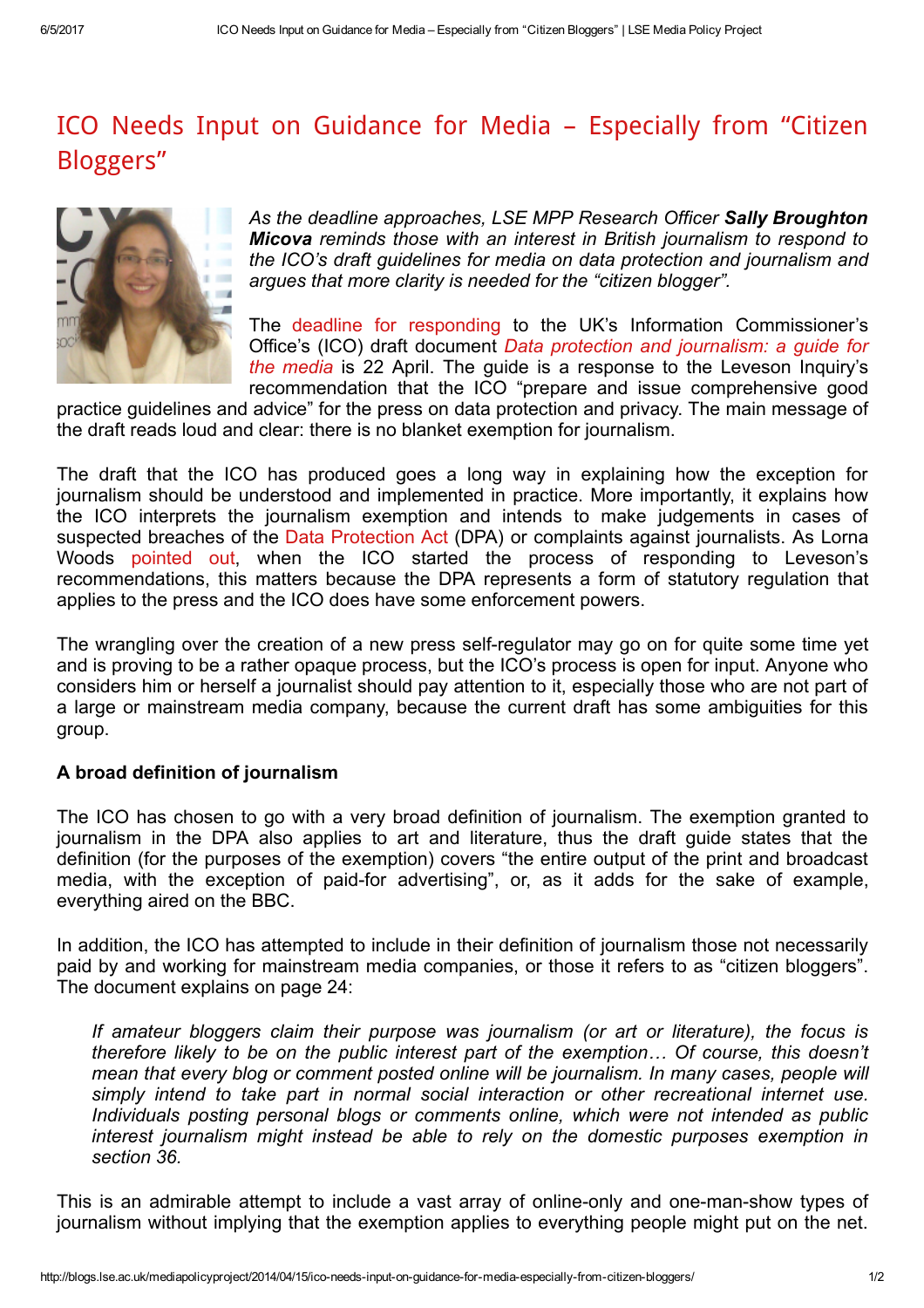# ICO Needs Input on Guidance for Media – Especially from "Citizen Bloggers"

*As the deadline approaches, LSE MPP Research Officer* ***Sally Broughton Micova*** *reminds those with an interest in British journalism to respond to the ICO's draft guidelines for media on data protection and journalism and argues that more clarity is needed for the "citizen blogger".*

The deadline for responding to the UK's Information Commissioner's Office's (ICO) draft document *Data protection and journalism: a guide for the media* is 22 April. The guide is a response to the Leveson Inquiry's recommendation that the ICO "prepare and issue comprehensive good practice guidelines and advice" for the press on data protection and privacy. The main message of the draft reads loud and clear: there is no blanket exemption for journalism.

The draft that the ICO has produced goes a long way in explaining how the exception for journalism should be understood and implemented in practice. More importantly, it explains how the ICO interprets the journalism exemption and intends to make judgements in cases of suspected breaches of the Data Protection Act (DPA) or complaints against journalists. As Lorna Woods pointed out, when the ICO started the process of responding to Leveson's recommendations, this matters because the DPA represents a form of statutory regulation that applies to the press and the ICO does have some enforcement powers.

The wrangling over the creation of a new press self-regulator may go on for quite some time yet and is proving to be a rather opaque process, but the ICO's process is open for input. Anyone who considers him or herself a journalist should pay attention to it, especially those who are not part of a large or mainstream media company, because the current draft has some ambiguities for this group.

### A broad definition of journalism

The ICO has chosen to go with a very broad definition of journalism. The exemption granted to journalism in the DPA also applies to art and literature, thus the draft guide states that the definition (for the purposes of the exemption) covers "the entire output of the print and broadcast media, with the exception of paid-for advertising", or, as it adds for the sake of example, everything aired on the BBC.

In addition, the ICO has attempted to include in their definition of journalism those not necessarily paid by and working for mainstream media companies, or those it refers to as "citizen bloggers". The document explains on page 24:

> *If amateur bloggers claim their purpose was journalism (or art or literature), the focus is therefore likely to be on the public interest part of the exemption… Of course, this doesn't mean that every blog or comment posted online will be journalism. In many cases, people will simply intend to take part in normal social interaction or other recreational internet use. Individuals posting personal blogs or comments online, which were not intended as public interest journalism might instead be able to rely on the domestic purposes exemption in section 36.*

This is an admirable attempt to include a vast array of online-only and one-man-show types of journalism without implying that the exemption applies to everything people might put on the net.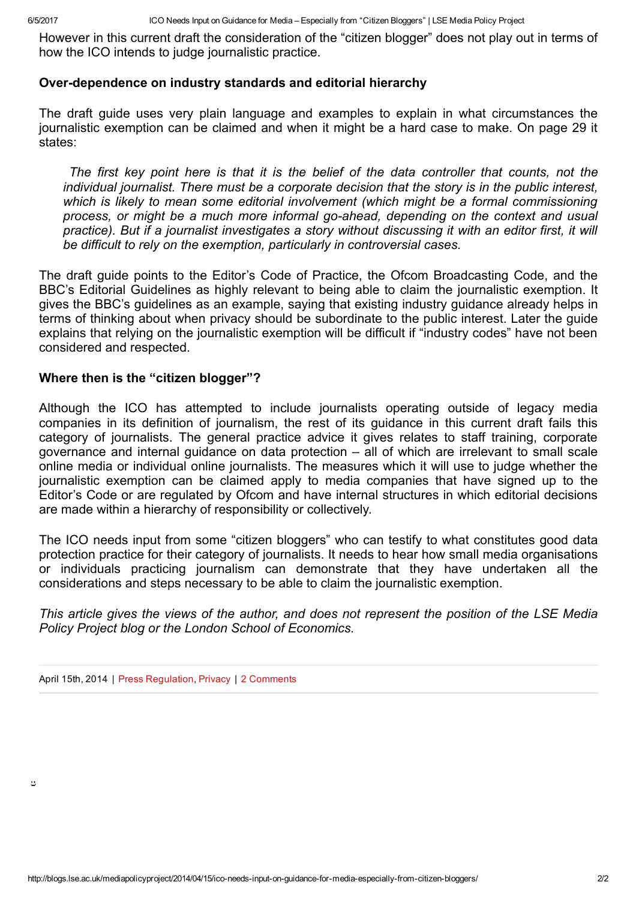However in this current draft the consideration of the "citizen blogger" does not play out in terms of how the ICO intends to judge journalistic practice.

**Over-dependence on industry standards and editorial hierarchy**

The draft guide uses very plain language and examples to explain in what circumstances the journalistic exemption can be claimed and when it might be a hard case to make. On page 29 it states:

> *The first key point here is that it is the belief of the data controller that counts, not the individual journalist. There must be a corporate decision that the story is in the public interest, which is likely to mean some editorial involvement (which might be a formal commissioning process, or might be a much more informal go-ahead, depending on the context and usual practice). But if a journalist investigates a story without discussing it with an editor first, it will be difficult to rely on the exemption, particularly in controversial cases.*

The draft guide points to the Editor's Code of Practice, the Ofcom Broadcasting Code, and the BBC's Editorial Guidelines as highly relevant to being able to claim the journalistic exemption. It gives the BBC's guidelines as an example, saying that existing industry guidance already helps in terms of thinking about when privacy should be subordinate to the public interest. Later the guide explains that relying on the journalistic exemption will be difficult if "industry codes" have not been considered and respected.

**Where then is the "citizen blogger"?**

Although the ICO has attempted to include journalists operating outside of legacy media companies in its definition of journalism, the rest of its guidance in this current draft fails this category of journalists. The general practice advice it gives relates to staff training, corporate governance and internal guidance on data protection – all of which are irrelevant to small scale online media or individual online journalists. The measures which it will use to judge whether the journalistic exemption can be claimed apply to media companies that have signed up to the Editor's Code or are regulated by Ofcom and have internal structures in which editorial decisions are made within a hierarchy of responsibility or collectively.

The ICO needs input from some "citizen bloggers" who can testify to what constitutes good data protection practice for their category of journalists. It needs to hear how small media organisations or individuals practicing journalism can demonstrate that they have undertaken all the considerations and steps necessary to be able to claim the journalistic exemption.

*This article gives the views of the author, and does not represent the position of the LSE Media Policy Project blog or the London School of Economics.*

April 15th, 2014 | Press Regulation, Privacy | 2 Comments